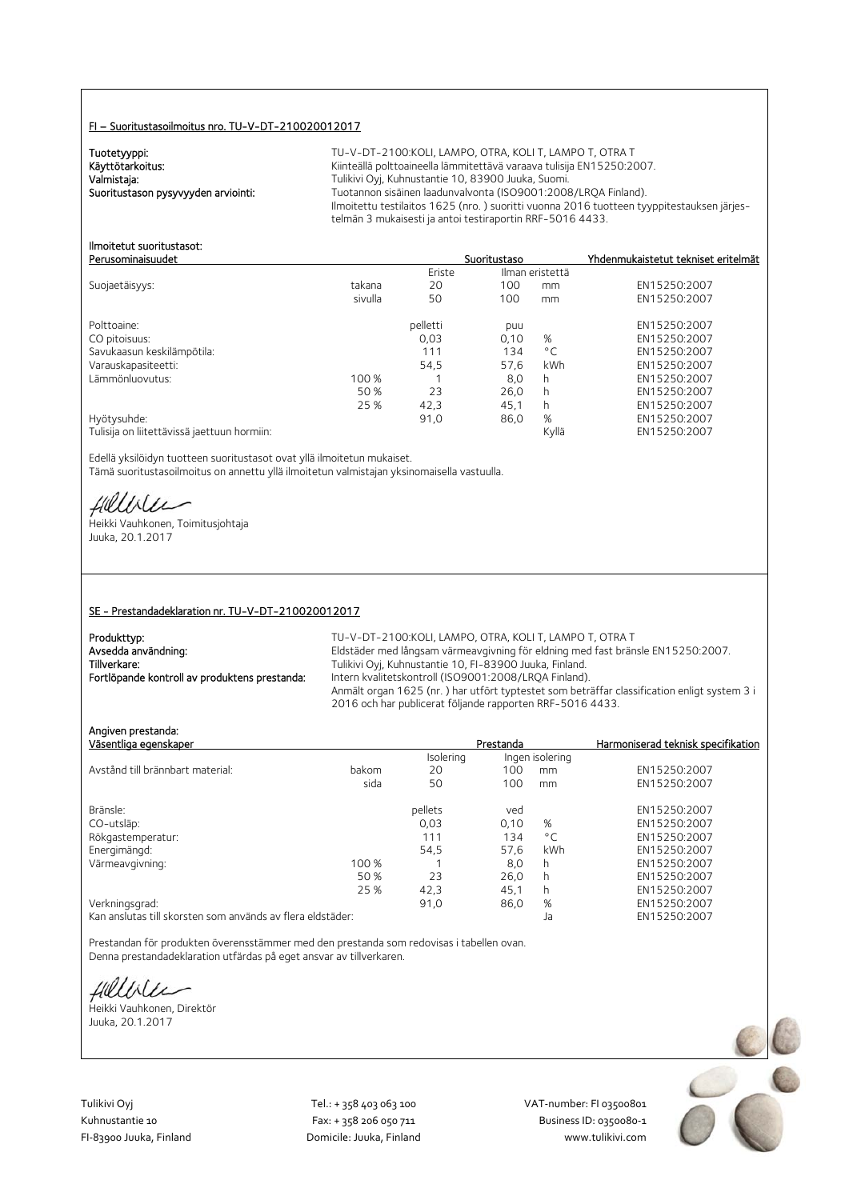## FI – Suoritustasoilmoitus nro. TU-V-DT-210020012017

**Tuotetyyppi:** TU-V-DT-2100:KOLI, LAMPO, OTRA, KOLI T, LAMPO T, OTRA T
**Käyttötarkoitus:** Kiinteällä polttoaineella lämmitettävä varaava tulisija EN15250:2007.
**Valmistaja:** Tulikivi Oyj, Kuhnustantie 10, 83900 Juuka, Suomi.
**Suoritustason pysyvyyden arviointi:** Tuotannon sisäinen laadunvalvonta (ISO9001:2008/LRQA Finland).
Ilmoitettu testilaitos 1625 (nro. ) suoritti vuonna 2016 tuotteen tyyppitestauksen järjestelmän 3 mukaisesti ja antoi testiraportin RRF-5016 4433.

**Ilmoitetut suoritustasot:**

| Perusominaisuudet | | Suoritustaso | | | Yhdenmukaistetut tekniset eritelmät |
|---|---|---|---|---|---|
| | | Eriste | Ilman eristettä | | |
| Suojaetäisyys: | takana | 20 | 100 | mm | EN15250:2007 |
| | sivulla | 50 | 100 | mm | EN15250:2007 |
| Polttoaine: | | pelletti | puu | | EN15250:2007 |
| CO pitoisuus: | | 0,03 | 0,10 | % | EN15250:2007 |
| Savukaasun keskilämpötila: | | 111 | 134 | °C | EN15250:2007 |
| Varauskapasiteetti: | | 54,5 | 57,6 | kWh | EN15250:2007 |
| Lämmönluovutus: | 100 % | 1 | 8,0 | h | EN15250:2007 |
| | 50 % | 23 | 26,0 | h | EN15250:2007 |
| | 25 % | 42,3 | 45,1 | h | EN15250:2007 |
| Hyötysuhde: | | 91,0 | 86,0 | % | EN15250:2007 |
| Tulisija on liitettävissä jaettuun hormiin: | | | | Kyllä | EN15250:2007 |

Edellä yksilöidyn tuotteen suoritustasot ovat yllä ilmoitetun mukaiset.
Tämä suoritustasoilmoitus on annettu yllä ilmoitetun valmistajan yksinomaisella vastuulla.

Heikki Vauhkonen, Toimitusjohtaja
Juuka, 20.1.2017

## SE - Prestandadeklaration nr. TU-V-DT-210020012017

**Produkttyp:** TU-V-DT-2100:KOLI, LAMPO, OTRA, KOLI T, LAMPO T, OTRA T
**Avsedda användning:** Eldstäder med långsam värmeavgivning för eldning med fast bränsle EN15250:2007.
**Tillverkare:** Tulikivi Oyj, Kuhnustantie 10, FI-83900 Juuka, Finland.
**Fortlöpande kontroll av produktens prestanda:** Intern kvalitetskontroll (ISO9001:2008/LRQA Finland).
Anmält organ 1625 (nr. ) har utfört typtestet som beträffar classification enligt system 3 i 2016 och har publicerat följande rapporten RRF-5016 4433.

**Angiven prestanda:**

| Väsentliga egenskaper | | Prestanda | | | Harmoniserad teknisk specifikation |
|---|---|---|---|---|---|
| | | Isolering | Ingen isolering | | |
| Avstånd till brännbart material: | bakom | 20 | 100 | mm | EN15250:2007 |
| | sida | 50 | 100 | mm | EN15250:2007 |
| Bränsle: | | pellets | ved | | EN15250:2007 |
| CO-utsläp: | | 0,03 | 0,10 | % | EN15250:2007 |
| Rökgastemperatur: | | 111 | 134 | °C | EN15250:2007 |
| Energimängd: | | 54,5 | 57,6 | kWh | EN15250:2007 |
| Värmeavgivning: | 100 % | 1 | 8,0 | h | EN15250:2007 |
| | 50 % | 23 | 26,0 | h | EN15250:2007 |
| | 25 % | 42,3 | 45,1 | h | EN15250:2007 |
| Verkningsgrad: | | 91,0 | 86,0 | % | EN15250:2007 |
| Kan anslutas till skorsten som används av flera eldstäder: | | | | Ja | EN15250:2007 |

Prestandan för produkten överensstämmer med den prestanda som redovisas i tabellen ovan.
Denna prestandadeklaration utfärdas på eget ansvar av tillverkaren.

Heikki Vauhkonen, Direktör
Juuka, 20.1.2017

Tulikivi Oyj
Kuhnustantie 10
FI-83900 Juuka, Finland

Tel.: + 358 403 063 100
Fax: + 358 206 050 711
Domicile: Juuka, Finland

VAT-number: FI 03500801
Business ID: 0350080-1
www.tulikivi.com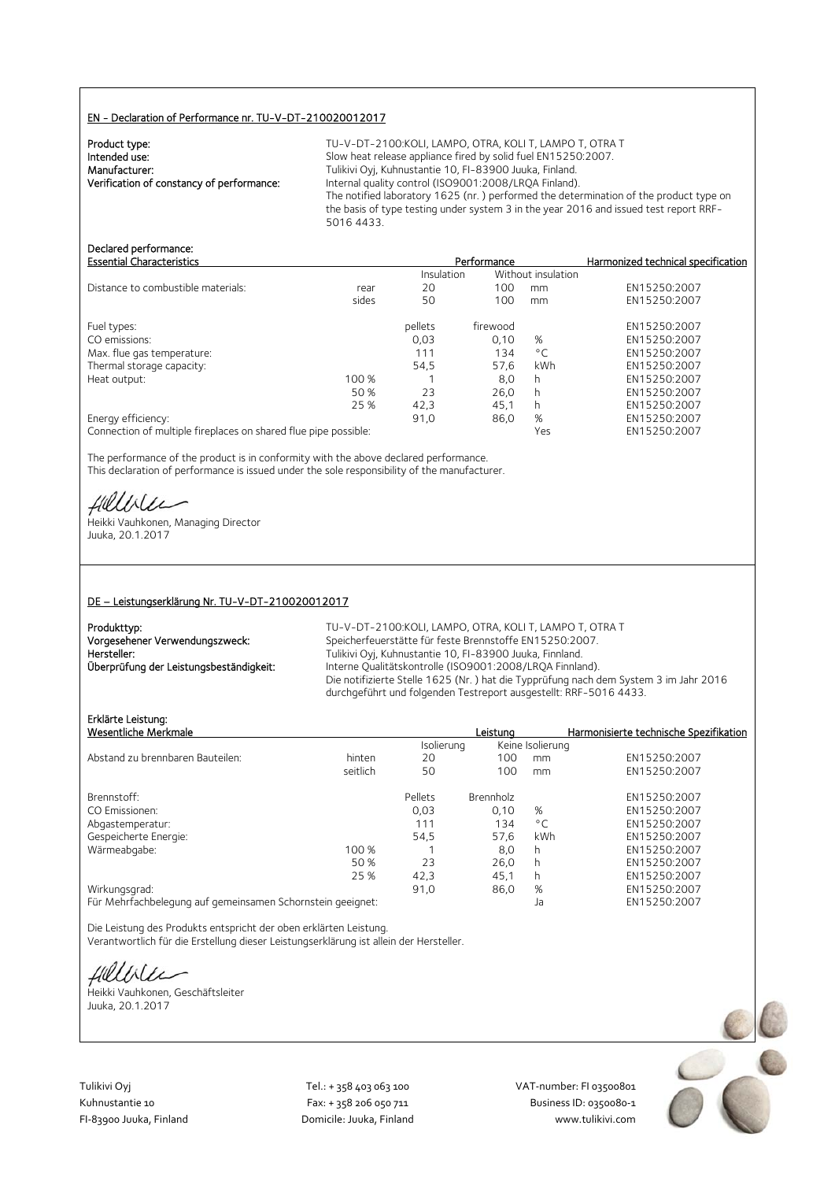## EN - Declaration of Performance nr. TU-V-DT-210020012017

**Product type:** TU-V-DT-2100:KOLI, LAMPO, OTRA, KOLI T, LAMPO T, OTRA T
**Intended use:** Slow heat release appliance fired by solid fuel EN15250:2007.
**Manufacturer:** Tulikivi Oyj, Kuhnustantie 10, FI-83900 Juuka, Finland.
**Verification of constancy of performance:** Internal quality control (ISO9001:2008/LRQA Finland).
The notified laboratory 1625 (nr. ) performed the determination of the product type on the basis of type testing under system 3 in the year 2016 and issued test report RRF-5016 4433.

**Declared performance:**

| Essential Characteristics | | Performance | | | Harmonized technical specification |
|---|---|---|---|---|---|
| | | Insulation | Without insulation | | |
| Distance to combustible materials: | rear | 20 | 100 | mm | EN15250:2007 |
| | sides | 50 | 100 | mm | EN15250:2007 |
| Fuel types: | | pellets | firewood | | EN15250:2007 |
| CO emissions: | | 0,03 | 0,10 | % | EN15250:2007 |
| Max. flue gas temperature: | | 111 | 134 | °C | EN15250:2007 |
| Thermal storage capacity: | | 54,5 | 57,6 | kWh | EN15250:2007 |
| Heat output: | 100 % | 1 | 8,0 | h | EN15250:2007 |
| | 50 % | 23 | 26,0 | h | EN15250:2007 |
| | 25 % | 42,3 | 45,1 | h | EN15250:2007 |
| Energy efficiency: | | 91,0 | 86,0 | % | EN15250:2007 |
| Connection of multiple fireplaces on shared flue pipe possible: | | | | Yes | EN15250:2007 |

The performance of the product is in conformity with the above declared performance.
This declaration of performance is issued under the sole responsibility of the manufacturer.

Heikki Vauhkonen, Managing Director
Juuka, 20.1.2017

## DE – Leistungserklärung Nr. TU-V-DT-210020012017

**Produkttyp:** TU-V-DT-2100:KOLI, LAMPO, OTRA, KOLI T, LAMPO T, OTRA T
**Vorgesehener Verwendungszweck:** Speicherfeuerstätte für feste Brennstoffe EN15250:2007.
**Hersteller:** Tulikivi Oyj, Kuhnustantie 10, FI-83900 Juuka, Finnland.
**Überprüfung der Leistungsbeständigkeit:** Interne Qualitätskontrolle (ISO9001:2008/LRQA Finnland).
Die notifizierte Stelle 1625 (Nr. ) hat die Typprüfung nach dem System 3 im Jahr 2016 durchgeführt und folgenden Testreport ausgestellt: RRF-5016 4433.

**Erklärte Leistung:**

| Wesentliche Merkmale | | Leistung | | | Harmonisierte technische Spezifikation |
|---|---|---|---|---|---|
| | | Isolierung | Keine Isolierung | | |
| Abstand zu brennbaren Bauteilen: | hinten | 20 | 100 | mm | EN15250:2007 |
| | seitlich | 50 | 100 | mm | EN15250:2007 |
| Brennstoff: | | Pellets | Brennholz | | EN15250:2007 |
| CO Emissionen: | | 0,03 | 0,10 | % | EN15250:2007 |
| Abgastemperatur: | | 111 | 134 | °C | EN15250:2007 |
| Gespeicherte Energie: | | 54,5 | 57,6 | kWh | EN15250:2007 |
| Wärmeabgabe: | 100 % | 1 | 8,0 | h | EN15250:2007 |
| | 50 % | 23 | 26,0 | h | EN15250:2007 |
| | 25 % | 42,3 | 45,1 | h | EN15250:2007 |
| Wirkungsgrad: | | 91,0 | 86,0 | % | EN15250:2007 |
| Für Mehrfachbelegung auf gemeinsamen Schornstein geeignet: | | | | Ja | EN15250:2007 |

Die Leistung des Produkts entspricht der oben erklärten Leistung.
Verantwortlich für die Erstellung dieser Leistungserklärung ist allein der Hersteller.

Heikki Vauhkonen, Geschäftsleiter
Juuka, 20.1.2017

Tulikivi Oyj
Kuhnustantie 10
FI-83900 Juuka, Finland

Tel.: + 358 403 063 100
Fax: + 358 206 050 711
Domicile: Juuka, Finland

VAT-number: FI 03500801
Business ID: 0350080-1
www.tulikivi.com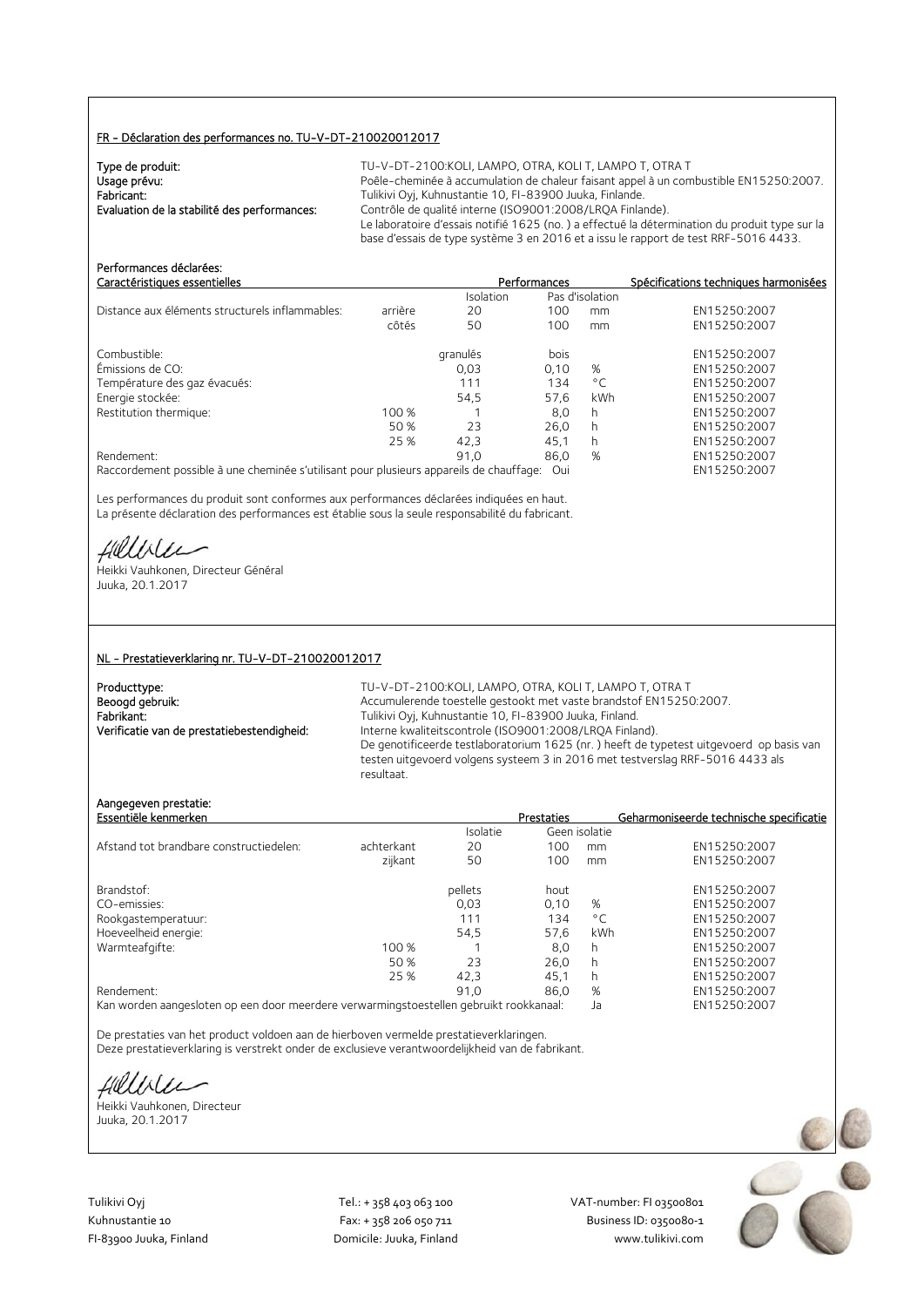**FR - Déclaration des performances no. TU-V-DT-210020012017**

| | |
|---|---|
| **Type de produit:** | TU-V-DT-2100:KOLI, LAMPO, OTRA, KOLI T, LAMPO T, OTRA T |
| **Usage prévu:** | Poêle-cheminée à accumulation de chaleur faisant appel à un combustible EN15250:2007. |
| **Fabricant:** | Tulikivi Oyj, Kuhnustantie 10, FI-83900 Juuka, Finlande. |
| **Evaluation de la stabilité des performances:** | Contrôle de qualité interne (ISO9001:2008/LRQA Finlande). Le laboratoire d'essais notifié 1625 (no. ) a effectué la détermination du produit type sur la base d'essais de type système 3 en 2016 et a issu le rapport de test RRF-5016 4433. |

**Performances déclarées:**

| Caractéristiques essentielles | | Performances | | | Spécifications techniques harmonisées |
|---|---|---|---|---|---|
| | | Isolation | Pas d'isolation | | |
| Distance aux éléments structurels inflammables: | arrière | 20 | 100 | mm | EN15250:2007 |
| | côtés | 50 | 100 | mm | EN15250:2007 |
| Combustible: | | granulés | bois | | EN15250:2007 |
| Émissions de CO: | | 0,03 | 0,10 | % | EN15250:2007 |
| Température des gaz évacués: | | 111 | 134 | °C | EN15250:2007 |
| Energie stockée: | | 54,5 | 57,6 | kWh | EN15250:2007 |
| Restitution thermique: | 100 % | 1 | 8,0 | h | EN15250:2007 |
| | 50 % | 23 | 26,0 | h | EN15250:2007 |
| | 25 % | 42,3 | 45,1 | h | EN15250:2007 |
| Rendement: | | 91,0 | 86,0 | % | EN15250:2007 |
| Raccordement possible à une cheminée s'utilisant pour plusieurs appareils de chauffage: | | | Oui | | EN15250:2007 |

Les performances du produit sont conformes aux performances déclarées indiquées en haut.
La présente déclaration des performances est établie sous la seule responsabilité du fabricant.

Heikki Vauhkonen, Directeur Général
Juuka, 20.1.2017

**NL - Prestatieverklaring nr. TU-V-DT-210020012017**

| | |
|---|---|
| **Producttype:** | TU-V-DT-2100:KOLI, LAMPO, OTRA, KOLI T, LAMPO T, OTRA T |
| **Beoogd gebruik:** | Accumulerende toestelle gestookt met vaste brandstof EN15250:2007. |
| **Fabrikant:** | Tulikivi Oyj, Kuhnustantie 10, FI-83900 Juuka, Finland. |
| **Verificatie van de prestatiebestendigheid:** | Interne kwaliteitscontrole (ISO9001:2008/LRQA Finland). De genotificeerde testlaboratorium 1625 (nr. ) heeft de typetest uitgevoerd op basis van testen uitgevoerd volgens systeem 3 in 2016 met testverslag RRF-5016 4433 als resultaat. |

**Aangegeven prestatie:**

| Essentiële kenmerken | | Prestaties | | | Geharmoniseerde technische specificatie |
|---|---|---|---|---|---|
| | | Isolatie | Geen isolatie | | |
| Afstand tot brandbare constructiedelen: | achterkant | 20 | 100 | mm | EN15250:2007 |
| | zijkant | 50 | 100 | mm | EN15250:2007 |
| Brandstof: | | pellets | hout | | EN15250:2007 |
| CO-emissies: | | 0,03 | 0,10 | % | EN15250:2007 |
| Rookgastemperatuur: | | 111 | 134 | °C | EN15250:2007 |
| Hoeveelheid energie: | | 54,5 | 57,6 | kWh | EN15250:2007 |
| Warmteafgifte: | 100 % | 1 | 8,0 | h | EN15250:2007 |
| | 50 % | 23 | 26,0 | h | EN15250:2007 |
| | 25 % | 42,3 | 45,1 | h | EN15250:2007 |
| Rendement: | | 91,0 | 86,0 | % | EN15250:2007 |
| Kan worden aangesloten op een door meerdere verwarmingstoestellen gebruikt rookkanaal: | | | Ja | | EN15250:2007 |

De prestaties van het product voldoen aan de hierboven vermelde prestatieverklaringen.
Deze prestatieverklaring is verstrekt onder de exclusieve verantwoordelijkheid van de fabrikant.

Heikki Vauhkonen, Directeur
Juuka, 20.1.2017

Tulikivi Oyj
Kuhnustantie 10
FI-83900 Juuka, Finland

Tel.: + 358 403 063 100
Fax: + 358 206 050 711
Domicile: Juuka, Finland

VAT-number: FI 03500801
Business ID: 0350080-1
www.tulikivi.com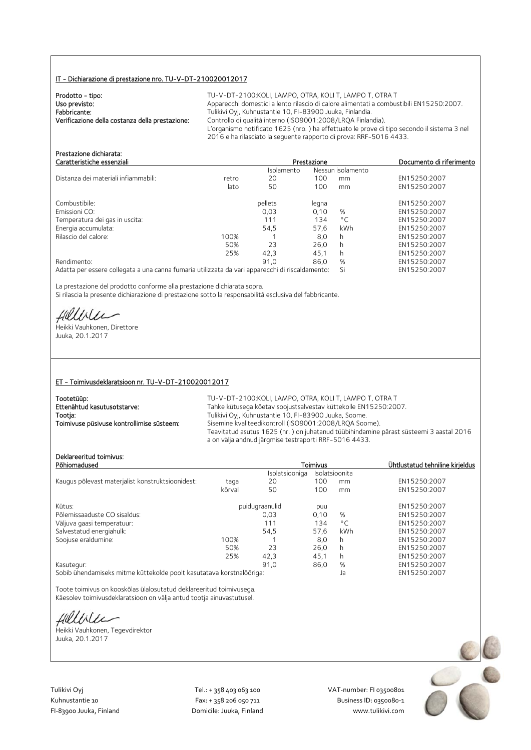## IT - Dichiarazione di prestazione nro. TU-V-DT-210020012017

**Prodotto - tipo:** TU-V-DT-2100:KOLI, LAMPO, OTRA, KOLI T, LAMPO T, OTRA T
**Uso previsto:** Apparecchi domestici a lento rilascio di calore alimentati a combustibili EN15250:2007.
**Fabbricante:** Tulikivi Oyj, Kuhnustantie 10, FI-83900 Juuka, Finlandia.
**Verificazione della costanza della prestazione:** Controllo di qualità interno (ISO9001:2008/LRQA Finlandia).
L'organismo notificato 1625 (nro. ) ha effettuato le prove di tipo secondo il sistema 3 nel 2016 e ha rilasciato la seguente rapporto di prova: RRF-5016 4433.

**Prestazione dichiarata:**

| Caratteristiche essenziali | | Prestazione | | | Documento di riferimento |
|---|---|---|---|---|---|
| | | Isolamento | Nessun isolamento | | |
| Distanza dei materiali infiammabili: | retro | 20 | 100 | mm | EN15250:2007 |
| | lato | 50 | 100 | mm | EN15250:2007 |
| Combustibile: | | pellets | legna | | EN15250:2007 |
| Emissioni CO: | | 0,03 | 0,10 | % | EN15250:2007 |
| Temperatura dei gas in uscita: | | 111 | 134 | °C | EN15250:2007 |
| Energia accumulata: | | 54,5 | 57,6 | kWh | EN15250:2007 |
| Rilascio del calore: | 100% | 1 | 8,0 | h | EN15250:2007 |
| | 50% | 23 | 26,0 | h | EN15250:2007 |
| | 25% | 42,3 | 45,1 | h | EN15250:2007 |
| Rendimento: | | 91,0 | 86,0 | % | EN15250:2007 |
| Adatta per essere collegata a una canna fumaria utilizzata da vari apparecchi di riscaldamento: | | | Si | | EN15250:2007 |

La prestazione del prodotto conforme alla prestazione dichiarata sopra.
Si rilascia la presente dichiarazione di prestazione sotto la responsabilità esclusiva del fabbricante.

Heikki Vauhkonen, Direttore
Juuka, 20.1.2017

## ET - Toimivusdeklaratsioon nr. TU-V-DT-210020012017

**Tootetüüp:** TU-V-DT-2100:KOLI, LAMPO, OTRA, KOLI T, LAMPO T, OTRA T
**Ettenähtud kasutusotstarve:** Tahke kütusega köetav soojustsalvestav küttekolle EN15250:2007.
**Tootja:** Tulikivi Oyj, Kuhnustantie 10, FI-83900 Juuka, Soome.
**Toimivuse püsivuse kontrollimise süsteem:** Sisemine kvaliteedikontroll (ISO9001:2008/LRQA Soome).
Teavitatud asutus 1625 (nr. ) on juhatanud tüübihindamine pärast süsteemi 3 aastal 2016 a on välja andnud järgmise testraporti RRF-5016 4433.

**Deklareeritud toimivus:**

| Põhiomadused | | Toimivus | | | Ühtlustatud tehniline kirjeldus |
|---|---|---|---|---|---|
| | | Isolatsiooniga | Isolatsioonita | | |
| Kaugus põlevast materjalist konstruktsioonidest: | taga | 20 | 100 | mm | EN15250:2007 |
| | kõrval | 50 | 100 | mm | EN15250:2007 |
| Kütus: | | puidugraanulid | puu | | EN15250:2007 |
| Põlemissaaduste CO sisaldus: | | 0,03 | 0,10 | % | EN15250:2007 |
| Väljuva gaasi temperatuur: | | 111 | 134 | °C | EN15250:2007 |
| Salvestatud energiahulk: | | 54,5 | 57,6 | kWh | EN15250:2007 |
| Soojuse eraldumine: | 100% | 1 | 8,0 | h | EN15250:2007 |
| | 50% | 23 | 26,0 | h | EN15250:2007 |
| | 25% | 42,3 | 45,1 | h | EN15250:2007 |
| Kasutegur: | | 91,0 | 86,0 | % | EN15250:2007 |
| Sobib ühendamiseks mitme küttekolde poolt kasutatava korstnalõõriga: | | | | Ja | EN15250:2007 |

Toote toimivus on kooskõlas ülalosutatud deklareeritud toimivusega.
Käesolev toimivusdeklaratsioon on välja antud tootja ainuvastutusel.

Heikki Vauhkonen, Tegevdirektor
Juuka, 20.1.2017

Tulikivi Oyj
Kuhnustantie 10
FI-83900 Juuka, Finland

Tel.: + 358 403 063 100
Fax: + 358 206 050 711
Domicile: Juuka, Finland

VAT-number: FI 03500801
Business ID: 0350080-1
www.tulikivi.com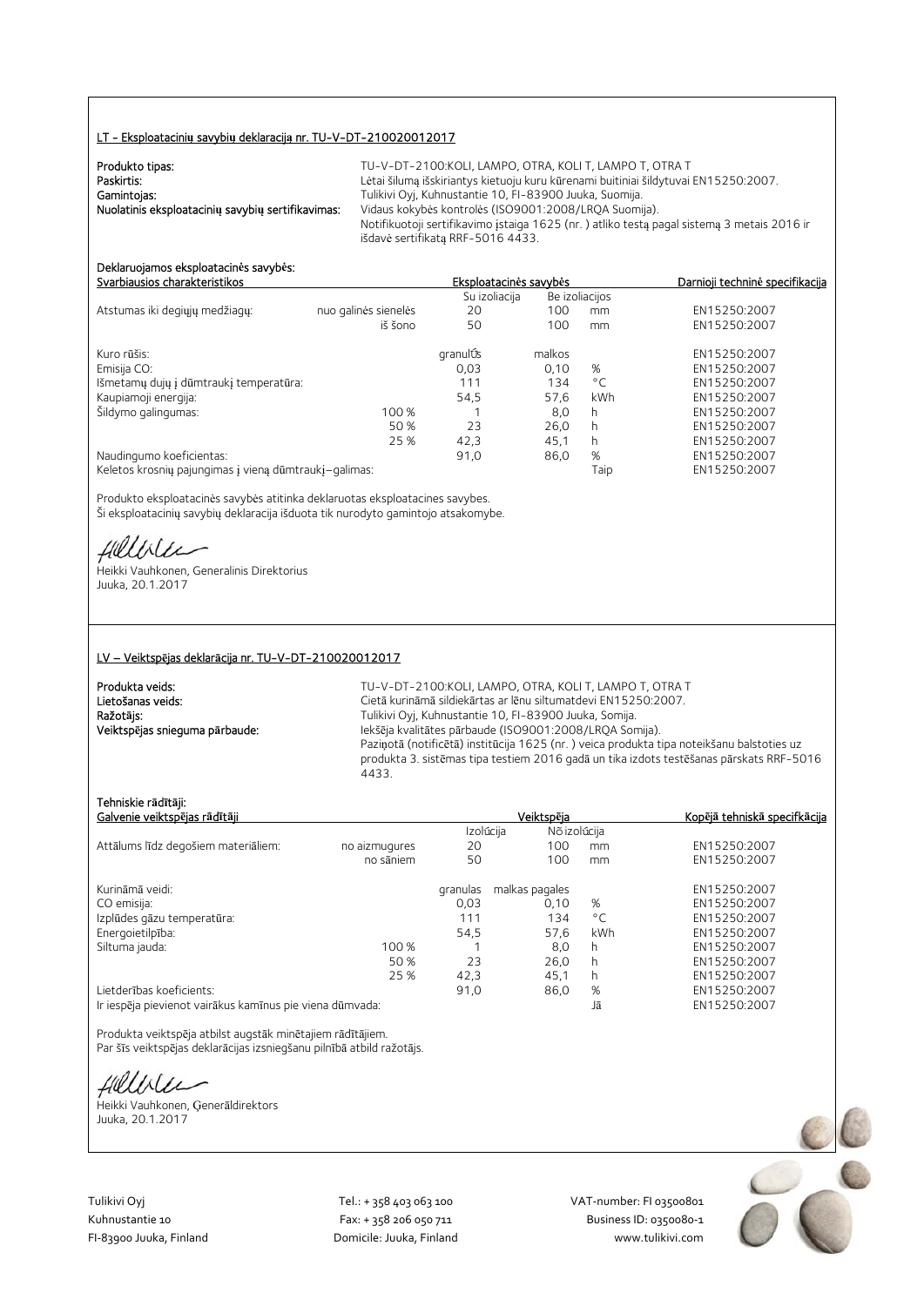## LT - Eksploatacinių savybių deklaracija nr. TU-V-DT-210020012017

**Produkto tipas:** TU-V-DT-2100:KOLI, LAMPO, OTRA, KOLI T, LAMPO T, OTRA T
**Paskirtis:** Lėtai šilumą išskiriantys kietuoju kuru kūrenami buitiniai šildytuvai EN15250:2007.
**Gamintojas:** Tulikivi Oyj, Kuhnustantie 10, FI-83900 Juuka, Suomija.
**Nuolatinis eksploatacinių savybių sertifikavimas:** Vidaus kokybės kontrolės (ISO9001:2008/LRQA Suomija).
Notifikuotoji sertifikavimo įstaiga 1625 (nr. ) atliko testą pagal sistemą 3 metais 2016 ir išdavė sertifikatą RRF-5016 4433.

**Deklaruojamos eksploatacinės savybės:**

| Svarbiausios charakteristikos | | Eksploatacinės savybės | | | Darnioji techninė specifikacija |
|---|---|---|---|---|---|
| | | Su izoliacija | Be izoliacijos | | |
| Atstumas iki degiųjų medžiagų: | nuo galinės sienelės | 20 | 100 | mm | EN15250:2007 |
| | iš šono | 50 | 100 | mm | EN15250:2007 |
| Kuro rūšis: | | granulÚs | malkos | | EN15250:2007 |
| Emisija CO: | | 0,03 | 0,10 | % | EN15250:2007 |
| Išmetamų dujų į dūmtraukį temperatūra: | | 111 | 134 | °C | EN15250:2007 |
| Kaupiamoji energija: | | 54,5 | 57,6 | kWh | EN15250:2007 |
| Šildymo galingumas: | 100 % | 1 | 8,0 | h | EN15250:2007 |
| | 50 % | 23 | 26,0 | h | EN15250:2007 |
| | 25 % | 42,3 | 45,1 | h | EN15250:2007 |
| Naudingumo koeficientas: | | 91,0 | 86,0 | % | EN15250:2007 |
| Keletos krosnių pajungimas į vieną dūmtraukį–galimas: | | | | Taip | EN15250:2007 |

Produkto eksploatacinės savybės atitinka deklaruotas eksploatacines savybes.
Ši eksploatacinių savybių deklaracija išduota tik nurodyto gamintojo atsakomybe.

Heikki Vauhkonen, Generalinis Direktorius
Juuka, 20.1.2017

## LV – Veiktspējas deklarācija nr. TU-V-DT-210020012017

**Produkta veids:** TU-V-DT-2100:KOLI, LAMPO, OTRA, KOLI T, LAMPO T, OTRA T
**Lietošanas veids:** Cietā kurināmā sildiekārtas ar lēnu siltumatdevi EN15250:2007.
**Ražotājs:** Tulikivi Oyj, Kuhnustantie 10, FI-83900 Juuka, Somija.
**Veiktspējas snieguma pārbaude:** Iekšēja kvalitātes pārbaude (ISO9001:2008/LRQA Somija).
Paziņotā (notificētā) institūcija 1625 (nr. ) veica produkta tipa noteikšanu balstoties uz produkta 3. sistēmas tipa testiem 2016 gadā un tika izdots testēšanas pārskats RRF-5016 4433.

**Tehniskie rādītāji:**

| Galvenie veiktspējas rādītāji | | Veiktspēja | | | Kopējā tehniskā specifkācija |
|---|---|---|---|---|---|
| | | Izolúcija | Nõ izolúcija | | |
| Attālums līdz degošiem materiāliem: | no aizmugures | 20 | 100 | mm | EN15250:2007 |
| | no sāniem | 50 | 100 | mm | EN15250:2007 |
| Kurināmā veidi: | | granulas | malkas pagales | | EN15250:2007 |
| CO emisija: | | 0,03 | 0,10 | % | EN15250:2007 |
| Izplūdes gāzu temperatūra: | | 111 | 134 | °C | EN15250:2007 |
| Energoietilpība: | | 54,5 | 57,6 | kWh | EN15250:2007 |
| Siltuma jauda: | 100 % | 1 | 8,0 | h | EN15250:2007 |
| | 50 % | 23 | 26,0 | h | EN15250:2007 |
| | 25 % | 42,3 | 45,1 | h | EN15250:2007 |
| Lietderības koeficients: | | 91,0 | 86,0 | % | EN15250:2007 |
| Ir iespēja pievienot vairākus kamīnus pie viena dūmvada: | | | | Jā | EN15250:2007 |

Produkta veiktspēja atbilst augstāk minētajiem rādītājiem.
Par šīs veiktspējas deklarācijas izsniegšanu pilnībā atbild ražotājs.

Heikki Vauhkonen, Ģenerāldirektors
Juuka, 20.1.2017

Tulikivi Oyj
Kuhnustantie 10
FI-83900 Juuka, Finland

Tel.: + 358 403 063 100
Fax: + 358 206 050 711
Domicile: Juuka, Finland

VAT-number: FI 03500801
Business ID: 0350080-1
www.tulikivi.com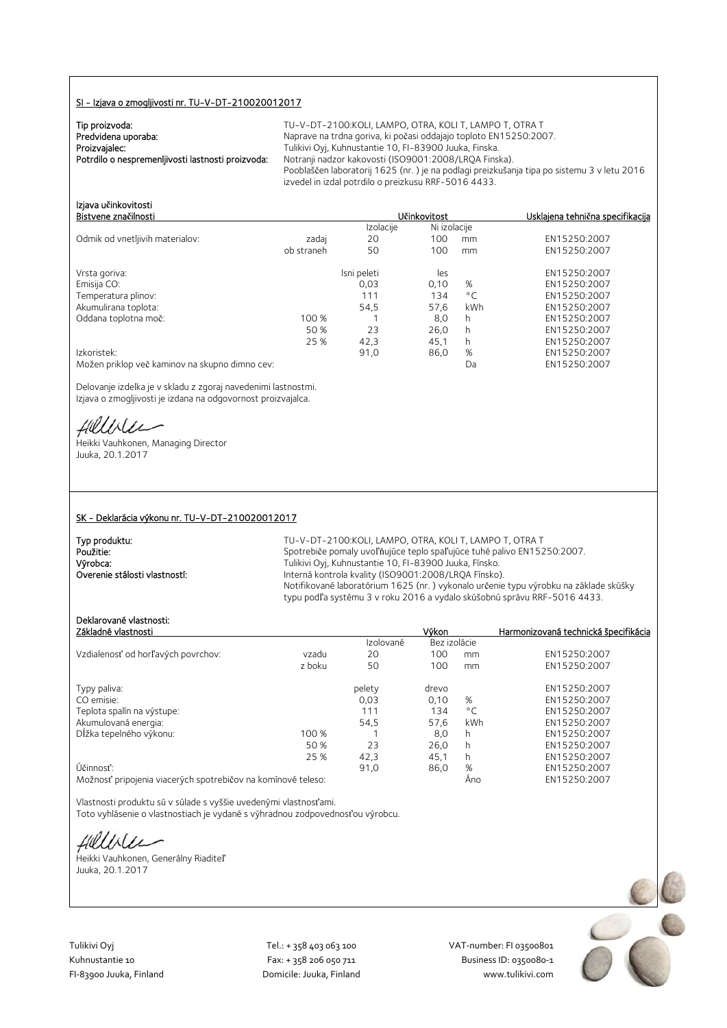## SI - Izjava o zmogljivosti nr. TU-V-DT-210020012017

**Tip proizvoda:** TU-V-DT-2100:KOLI, LAMPO, OTRA, KOLI T, LAMPO T, OTRA T
**Predvidena uporaba:** Naprave na trdna goriva, ki počasi oddajajo toploto EN15250:2007.
**Proizvajalec:** Tulikivi Oyj, Kuhnustantie 10, FI-83900 Juuka, Finska.
**Potrdilo o nespremenljivosti lastnosti proizvoda:** Notranji nadzor kakovosti (ISO9001:2008/LRQA Finska).
Pooblaščen laboratorij 1625 (nr. ) je na podlagi preizkušanja tipa po sistemu 3 v letu 2016 izvedel in izdal potrdilo o preizkusu RRF-5016 4433.

**Izjava učinkovitosti**

| Bistvene značilnosti | | Učinkovitost | | | Usklajena tehnična specifikacija |
|---|---|---|---|---|---|
| | | Izolacije | Ni izolacije | | |
| Odmik od vnetljivih materialov: | zadaj | 20 | 100 | mm | EN15250:2007 |
| | ob straneh | 50 | 100 | mm | EN15250:2007 |
| Vrsta goriva: | | lsni peleti | les | | EN15250:2007 |
| Emisija CO: | | 0,03 | 0,10 | % | EN15250:2007 |
| Temperatura plinov: | | 111 | 134 | °C | EN15250:2007 |
| Akumulirana toplota: | | 54,5 | 57,6 | kWh | EN15250:2007 |
| Oddana toplotna moč: | 100 % | 1 | 8,0 | h | EN15250:2007 |
| | 50 % | 23 | 26,0 | h | EN15250:2007 |
| | 25 % | 42,3 | 45,1 | h | EN15250:2007 |
| Izkoristek: | | 91,0 | 86,0 | % | EN15250:2007 |
| Možen priklop več kaminov na skupno dimno cev: | | | | Da | EN15250:2007 |

Delovanje izdelka je v skladu z zgoraj navedenimi lastnostmi.
Izjava o zmogljivosti je izdana na odgovornost proizvajalca.

Heikki Vauhkonen, Managing Director
Juuka, 20.1.2017

## SK – Deklarácia výkonu nr. TU-V-DT-210020012017

**Typ produktu:** TU-V-DT-2100:KOLI, LAMPO, OTRA, KOLI T, LAMPO T, OTRA T
**Použitie:** Spotrebiče pomaly uvoľňujúce teplo spaľujúce tuhé palivo EN15250:2007.
**Výrobca:** Tulikivi Oyj, Kuhnustantie 10, FI-83900 Juuka, Fínsko.
**Overenie stálosti vlastností:** Interná kontrola kvality (ISO9001:2008/LRQA Fínsko).
Notifikované laboratórium 1625 (nr. ) vykonalo určenie typu výrobku na základe skúšky typu podľa systému 3 v roku 2016 a vydalo skúšobnú správu RRF-5016 4433.

**Deklarované vlastnosti:**

| Základné vlastnosti | | Výkon | | | Harmonizovaná technická špecifikácia |
|---|---|---|---|---|---|
| | | Izolované | Bez izolácie | | |
| Vzdialenosť od horľavých povrchov: | vzadu | 20 | 100 | mm | EN15250:2007 |
| | z boku | 50 | 100 | mm | EN15250:2007 |
| Typy paliva: | | pelety | drevo | | EN15250:2007 |
| CO emisie: | | 0,03 | 0,10 | % | EN15250:2007 |
| Teplota spalín na výstupe: | | 111 | 134 | °C | EN15250:2007 |
| Akumulovaná energia: | | 54,5 | 57,6 | kWh | EN15250:2007 |
| Dĺžka tepelného výkonu: | 100 % | 1 | 8,0 | h | EN15250:2007 |
| | 50 % | 23 | 26,0 | h | EN15250:2007 |
| | 25 % | 42,3 | 45,1 | h | EN15250:2007 |
| Účinnosť: | | 91,0 | 86,0 | % | EN15250:2007 |
| Možnosť pripojenia viacerých spotrebičov na komínové teleso: | | | | Áno | EN15250:2007 |

Vlastnosti produktu sú v súlade s vyššie uvedenými vlastnosťami.
Toto vyhlásenie o vlastnostiach je vydané s výhradnou zodpovednosťou výrobcu.

Heikki Vauhkonen, Generálny Riaditeľ
Juuka, 20.1.2017

Tulikivi Oyj
Kuhnustantie 10
FI-83900 Juuka, Finland

Tel.: + 358 403 063 100
Fax: + 358 206 050 711
Domicile: Juuka, Finland

VAT-number: FI 03500801
Business ID: 0350080-1
www.tulikivi.com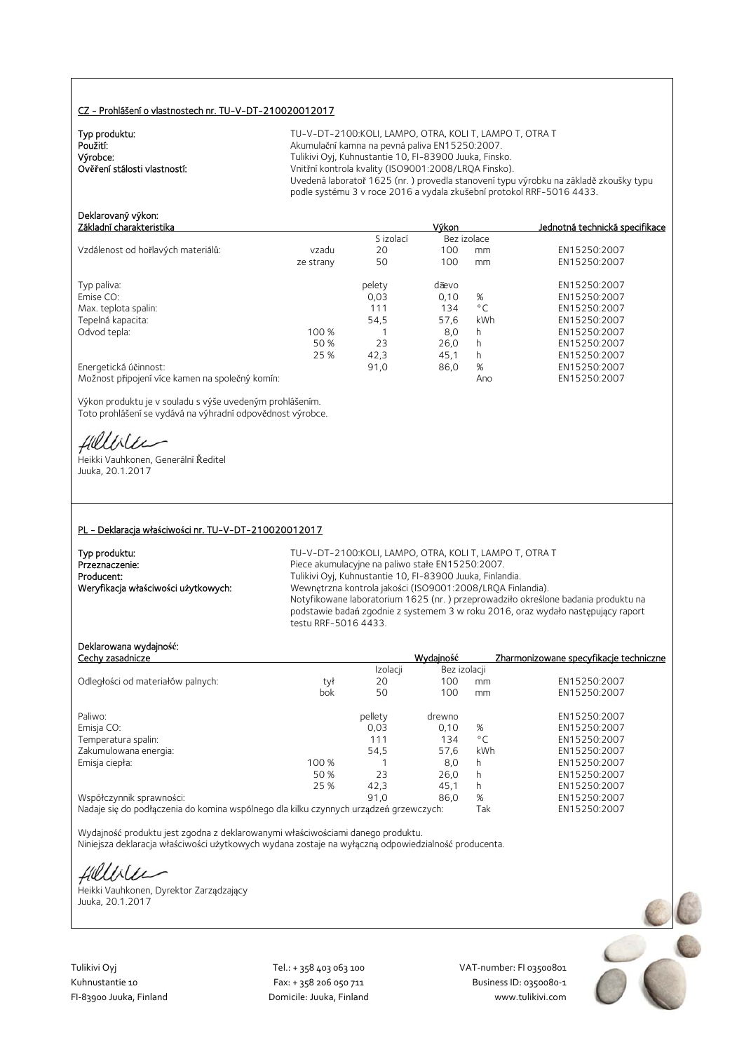## CZ - Prohlášení o vlastnostech nr. TU-V-DT-210020012017

**Typ produktu:** TU-V-DT-2100:KOLI, LAMPO, OTRA, KOLI T, LAMPO T, OTRA T
**Použití:** Akumulační kamna na pevná paliva EN15250:2007.
**Výrobce:** Tulikivi Oyj, Kuhnustantie 10, FI-83900 Juuka, Finsko.
**Ověření stálosti vlastností:** Vnitřní kontrola kvality (ISO9001:2008/LRQA Finsko).
Uvedená laboratoř 1625 (nr. ) provedla stanovení typu výrobku na základě zkoušky typu podle systému 3 v roce 2016 a vydala zkušební protokol RRF-5016 4433.

**Deklarovaný výkon:**

| Základní charakteristika | | Výkon | | | Jednotná technická specifikace |
|---|---|---|---|---|---|
| | | S izolací | Bez izolace | | |
| Vzdálenost od hořlavých materiálů: | vzadu | 20 | 100 | mm | EN15250:2007 |
| | ze strany | 50 | 100 | mm | EN15250:2007 |
| Typ paliva: | | pelety | dřevo | | EN15250:2007 |
| Emise CO: | | 0,03 | 0,10 | % | EN15250:2007 |
| Max. teplota spalin: | | 111 | 134 | °C | EN15250:2007 |
| Tepelná kapacita: | | 54,5 | 57,6 | kWh | EN15250:2007 |
| Odvod tepla: | 100 % | 1 | 8,0 | h | EN15250:2007 |
| | 50 % | 23 | 26,0 | h | EN15250:2007 |
| | 25 % | 42,3 | 45,1 | h | EN15250:2007 |
| Energetická účinnost: | | 91,0 | 86,0 | % | EN15250:2007 |
| Možnost připojení více kamen na společný komín: | | | | Ano | EN15250:2007 |

Výkon produktu je v souladu s výše uvedeným prohlášením.
Toto prohlášení se vydává na výhradní odpovědnost výrobce.

Heikki Vauhkonen, Generální Ředitel
Juuka, 20.1.2017

## PL - Deklaracja właściwości nr. TU-V-DT-210020012017

**Typ produktu:** TU-V-DT-2100:KOLI, LAMPO, OTRA, KOLI T, LAMPO T, OTRA T
**Przeznaczenie:** Piece akumulacyjne na paliwo stałe EN15250:2007.
**Producent:** Tulikivi Oyj, Kuhnustantie 10, FI-83900 Juuka, Finlandia.
**Weryfikacja właściwości użytkowych:** Wewnętrzna kontrola jakości (ISO9001:2008/LRQA Finlandia).
Notyfikowane laboratorium 1625 (nr. ) przeprowadziło określone badania produktu na podstawie badań zgodnie z systemem 3 w roku 2016, oraz wydało następujący raport testu RRF-5016 4433.

**Deklarowana wydajność:**

| Cechy zasadnicze | | Wydajność | | | Zharmonizowane specyfikacje techniczne |
|---|---|---|---|---|---|
| | | Izolacji | Bez izolacji | | |
| Odległości od materiałów palnych: | tył | 20 | 100 | mm | EN15250:2007 |
| | bok | 50 | 100 | mm | EN15250:2007 |
| Paliwo: | | pellety | drewno | | EN15250:2007 |
| Emisja CO: | | 0,03 | 0,10 | % | EN15250:2007 |
| Temperatura spalin: | | 111 | 134 | °C | EN15250:2007 |
| Zakumulowana energia: | | 54,5 | 57,6 | kWh | EN15250:2007 |
| Emisja ciepła: | 100 % | 1 | 8,0 | h | EN15250:2007 |
| | 50 % | 23 | 26,0 | h | EN15250:2007 |
| | 25 % | 42,3 | 45,1 | h | EN15250:2007 |
| Współczynnik sprawności: | | 91,0 | 86,0 | % | EN15250:2007 |
| Nadaje się do podłączenia do komina wspólnego dla kilku czynnych urządzeń grzewczych: | | | | Tak | EN15250:2007 |

Wydajność produktu jest zgodna z deklarowanymi właściwościami danego produktu.
Niniejsza deklaracja właściwości użytkowych wydana zostaje na wyłączną odpowiedzialność producenta.

Heikki Vauhkonen, Dyrektor Zarządzający
Juuka, 20.1.2017

Tulikivi Oyj
Kuhnustantie 10
FI-83900 Juuka, Finland

Tel.: + 358 403 063 100
Fax: + 358 206 050 711
Domicile: Juuka, Finland

VAT-number: FI 03500801
Business ID: 0350080-1
www.tulikivi.com